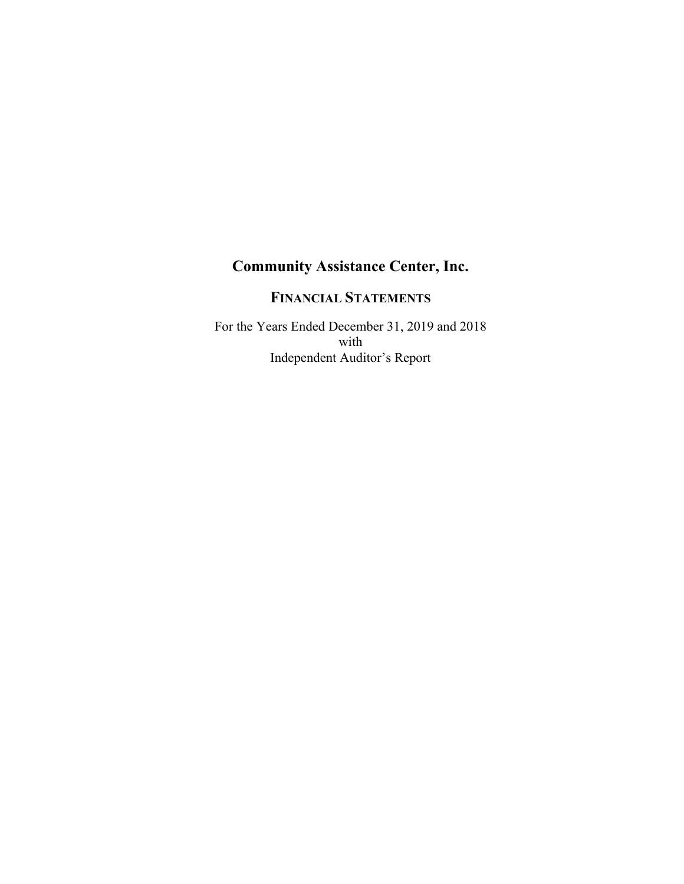# Community Assistance Center, Inc.

## Financial Statements

For the Years Ended December 31, 2019 and 2018
with
Independent Auditor's Report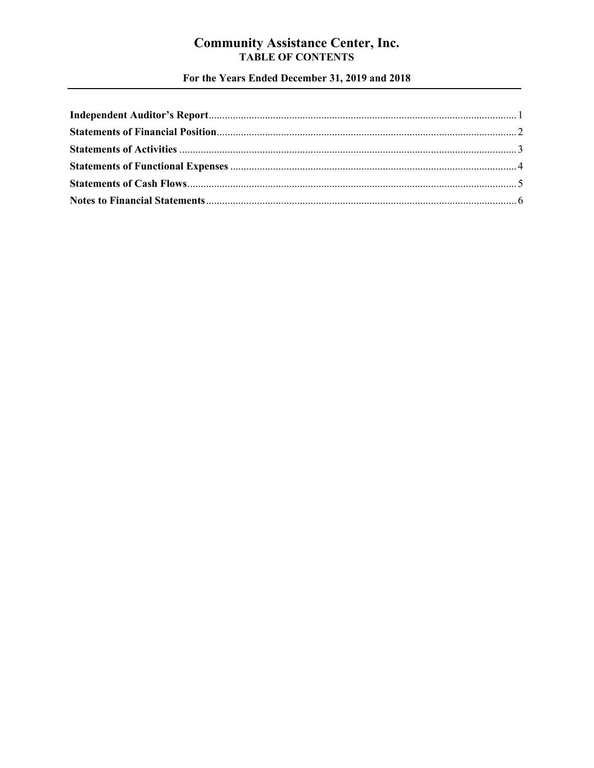# Community Assistance Center, Inc.

## TABLE OF CONTENTS

### For the Years Ended December 31, 2019 and 2018

| | |
|---|---|
| **Independent Auditor's Report** | 1 |
| **Statements of Financial Position** | 2 |
| **Statements of Activities** | 3 |
| **Statements of Functional Expenses** | 4 |
| **Statements of Cash Flows** | 5 |
| **Notes to Financial Statements** | 6 |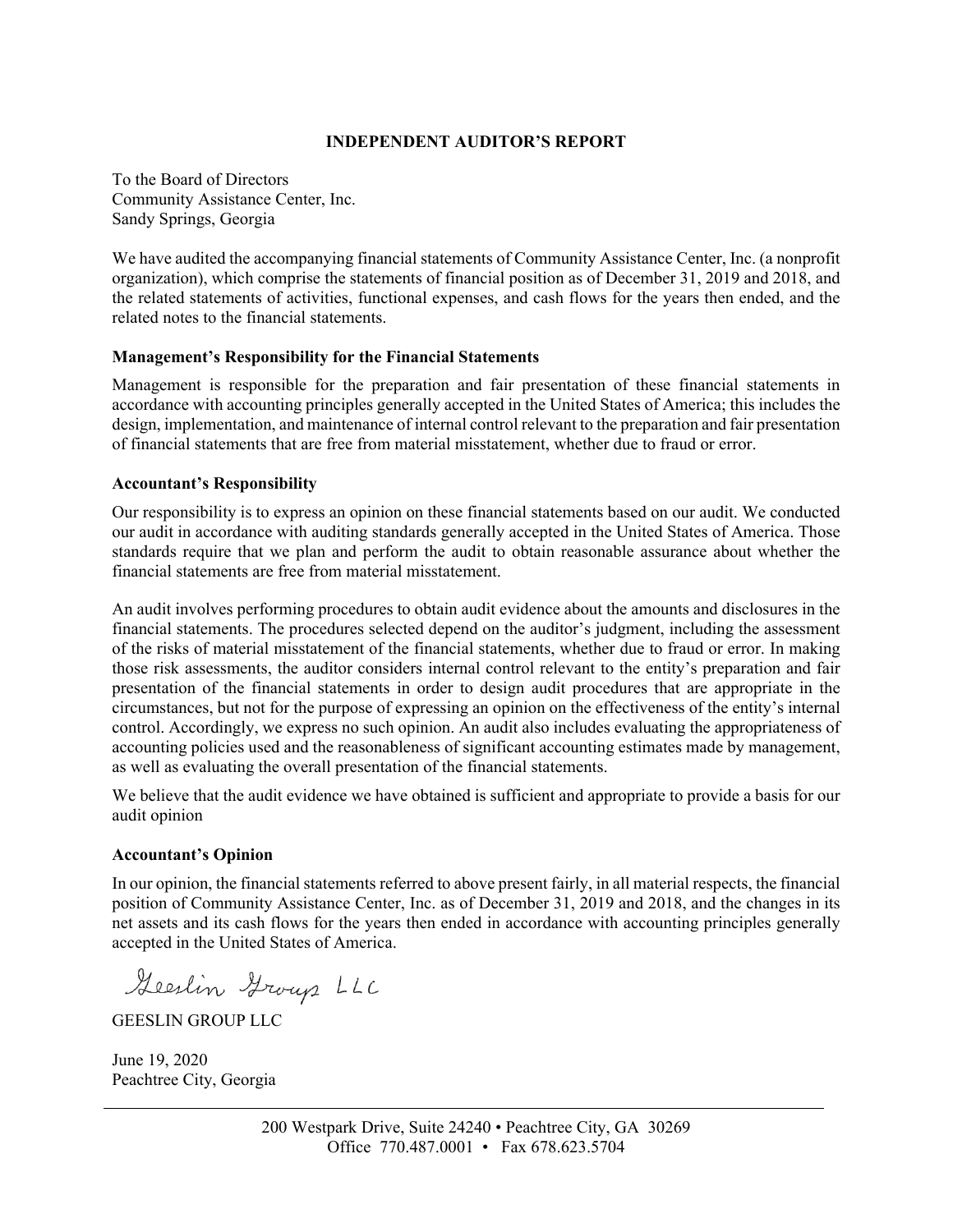# INDEPENDENT AUDITOR'S REPORT

To the Board of Directors
Community Assistance Center, Inc.
Sandy Springs, Georgia

We have audited the accompanying financial statements of Community Assistance Center, Inc. (a nonprofit organization), which comprise the statements of financial position as of December 31, 2019 and 2018, and the related statements of activities, functional expenses, and cash flows for the years then ended, and the related notes to the financial statements.

## Management's Responsibility for the Financial Statements

Management is responsible for the preparation and fair presentation of these financial statements in accordance with accounting principles generally accepted in the United States of America; this includes the design, implementation, and maintenance of internal control relevant to the preparation and fair presentation of financial statements that are free from material misstatement, whether due to fraud or error.

## Accountant's Responsibility

Our responsibility is to express an opinion on these financial statements based on our audit. We conducted our audit in accordance with auditing standards generally accepted in the United States of America. Those standards require that we plan and perform the audit to obtain reasonable assurance about whether the financial statements are free from material misstatement.

An audit involves performing procedures to obtain audit evidence about the amounts and disclosures in the financial statements. The procedures selected depend on the auditor's judgment, including the assessment of the risks of material misstatement of the financial statements, whether due to fraud or error. In making those risk assessments, the auditor considers internal control relevant to the entity's preparation and fair presentation of the financial statements in order to design audit procedures that are appropriate in the circumstances, but not for the purpose of expressing an opinion on the effectiveness of the entity's internal control. Accordingly, we express no such opinion. An audit also includes evaluating the appropriateness of accounting policies used and the reasonableness of significant accounting estimates made by management, as well as evaluating the overall presentation of the financial statements.

We believe that the audit evidence we have obtained is sufficient and appropriate to provide a basis for our audit opinion

## Accountant's Opinion

In our opinion, the financial statements referred to above present fairly, in all material respects, the financial position of Community Assistance Center, Inc. as of December 31, 2019 and 2018, and the changes in its net assets and its cash flows for the years then ended in accordance with accounting principles generally accepted in the United States of America.

*Geeslin Group LLC*

GEESLIN GROUP LLC

June 19, 2020
Peachtree City, Georgia

200 Westpark Drive, Suite 24240 • Peachtree City, GA 30269
Office 770.487.0001 • Fax 678.623.5704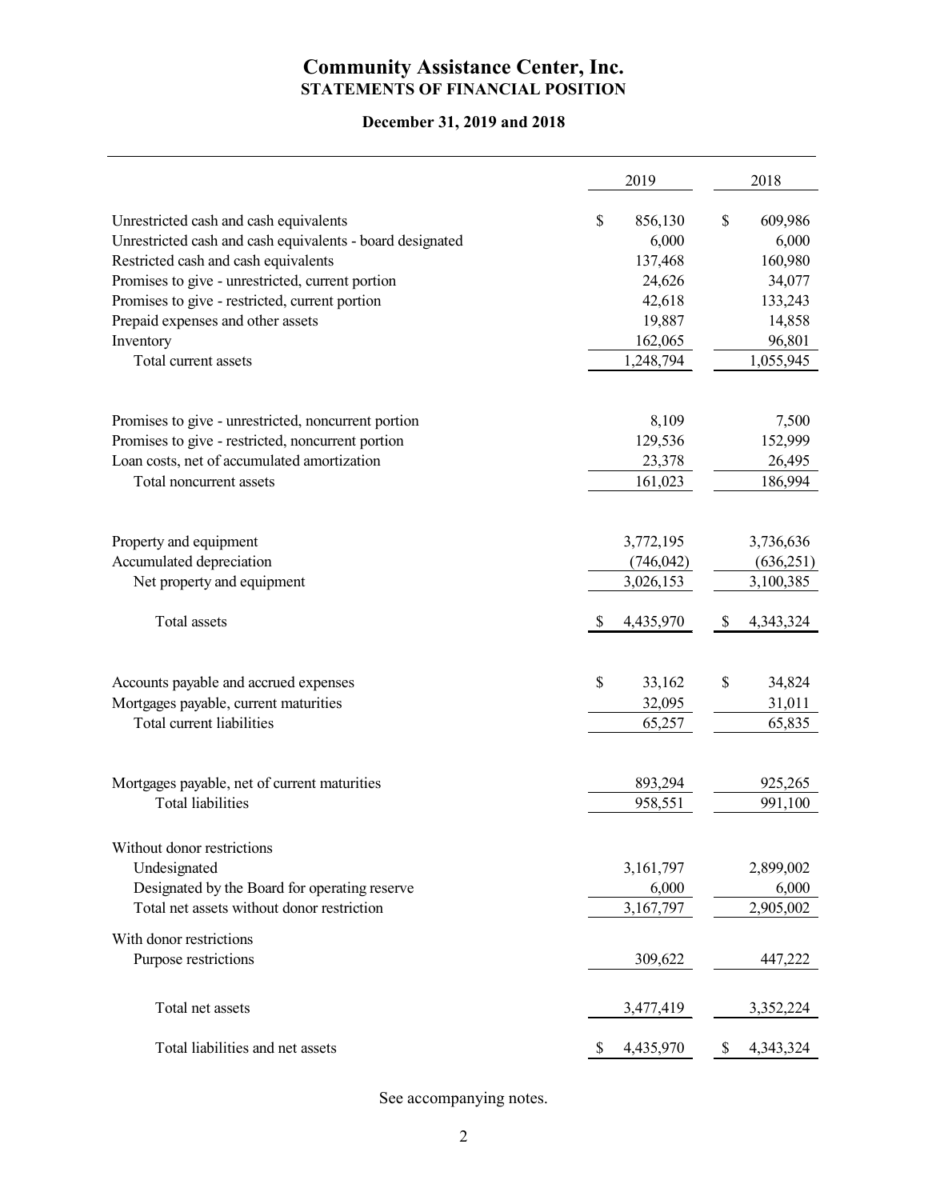# Community Assistance Center, Inc.

## STATEMENTS OF FINANCIAL POSITION

### December 31, 2019 and 2018

| | 2019 | 2018 |
|---|---|---|
| Unrestricted cash and cash equivalents | $ 856,130 | $ 609,986 |
| Unrestricted cash and cash equivalents - board designated | 6,000 | 6,000 |
| Restricted cash and cash equivalents | 137,468 | 160,980 |
| Promises to give - unrestricted, current portion | 24,626 | 34,077 |
| Promises to give - restricted, current portion | 42,618 | 133,243 |
| Prepaid expenses and other assets | 19,887 | 14,858 |
| Inventory | 162,065 | 96,801 |
| Total current assets | 1,248,794 | 1,055,945 |
| | | |
| Promises to give - unrestricted, noncurrent portion | 8,109 | 7,500 |
| Promises to give - restricted, noncurrent portion | 129,536 | 152,999 |
| Loan costs, net of accumulated amortization | 23,378 | 26,495 |
| Total noncurrent assets | 161,023 | 186,994 |
| | | |
| Property and equipment | 3,772,195 | 3,736,636 |
| Accumulated depreciation | (746,042) | (636,251) |
| Net property and equipment | 3,026,153 | 3,100,385 |
| | | |
| Total assets | $ 4,435,970 | $ 4,343,324 |
| | | |
| Accounts payable and accrued expenses | $ 33,162 | $ 34,824 |
| Mortgages payable, current maturities | 32,095 | 31,011 |
| Total current liabilities | 65,257 | 65,835 |
| | | |
| Mortgages payable, net of current maturities | 893,294 | 925,265 |
| Total liabilities | 958,551 | 991,100 |
| | | |
| Without donor restrictions | | |
| Undesignated | 3,161,797 | 2,899,002 |
| Designated by the Board for operating reserve | 6,000 | 6,000 |
| Total net assets without donor restriction | 3,167,797 | 2,905,002 |
| | | |
| With donor restrictions | | |
| Purpose restrictions | 309,622 | 447,222 |
| | | |
| Total net assets | 3,477,419 | 3,352,224 |
| | | |
| Total liabilities and net assets | $ 4,435,970 | $ 4,343,324 |

See accompanying notes.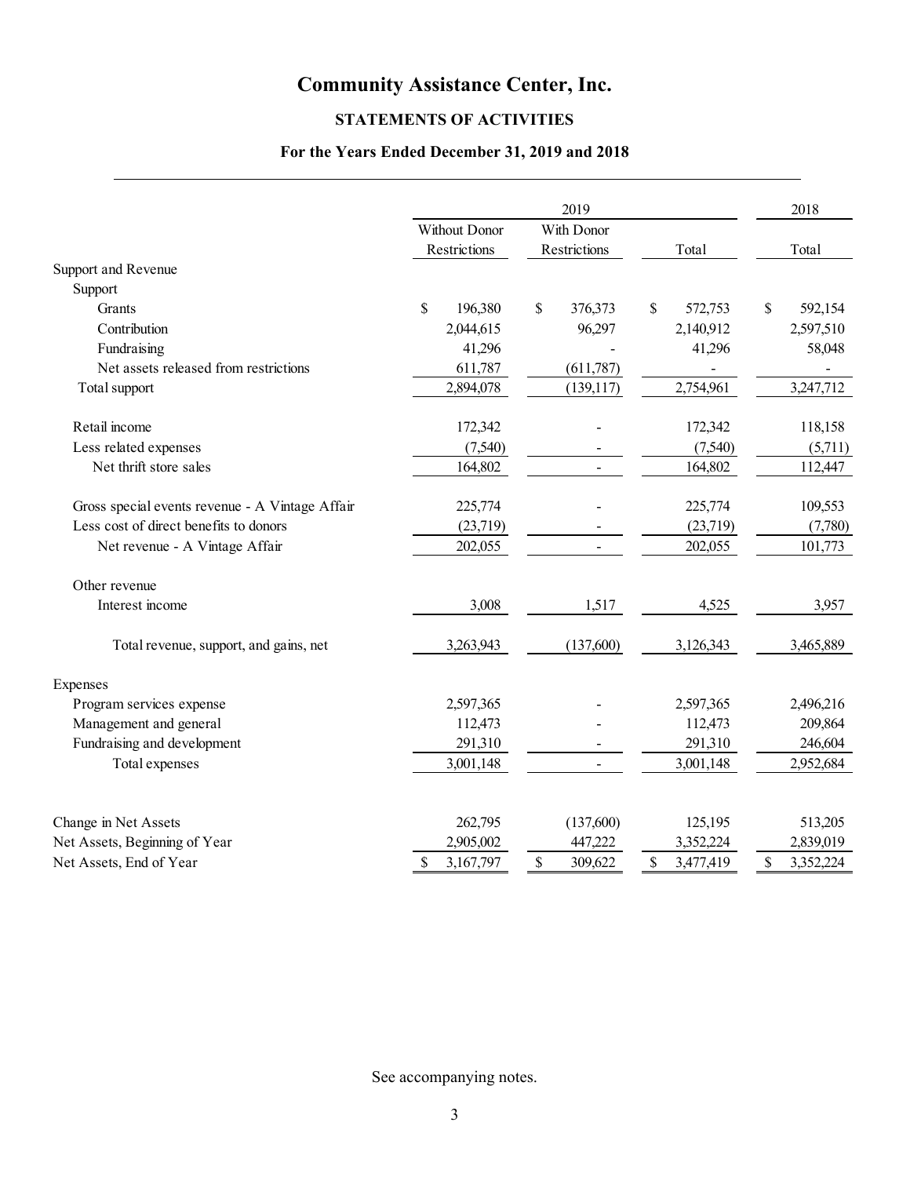# Community Assistance Center, Inc.

## STATEMENTS OF ACTIVITIES

### For the Years Ended December 31, 2019 and 2018

| | 2019 | | | 2018 |
|---|---|---|---|---|
| | Without Donor Restrictions | With Donor Restrictions | Total | Total |
| **Support and Revenue** | | | | |
| Support | | | | |
| Grants | $ 196,380 | $ 376,373 | $ 572,753 | $ 592,154 |
| Contribution | 2,044,615 | 96,297 | 2,140,912 | 2,597,510 |
| Fundraising | 41,296 | - | 41,296 | 58,048 |
| Net assets released from restrictions | 611,787 | (611,787) | - | - |
| Total support | 2,894,078 | (139,117) | 2,754,961 | 3,247,712 |
| | | | | |
| Retail income | 172,342 | - | 172,342 | 118,158 |
| Less related expenses | (7,540) | - | (7,540) | (5,711) |
| Net thrift store sales | 164,802 | - | 164,802 | 112,447 |
| | | | | |
| Gross special events revenue - A Vintage Affair | 225,774 | - | 225,774 | 109,553 |
| Less cost of direct benefits to donors | (23,719) | - | (23,719) | (7,780) |
| Net revenue - A Vintage Affair | 202,055 | - | 202,055 | 101,773 |
| | | | | |
| Other revenue | | | | |
| Interest income | 3,008 | 1,517 | 4,525 | 3,957 |
| | | | | |
| Total revenue, support, and gains, net | 3,263,943 | (137,600) | 3,126,343 | 3,465,889 |
| | | | | |
| **Expenses** | | | | |
| Program services expense | 2,597,365 | - | 2,597,365 | 2,496,216 |
| Management and general | 112,473 | - | 112,473 | 209,864 |
| Fundraising and development | 291,310 | - | 291,310 | 246,604 |
| Total expenses | 3,001,148 | - | 3,001,148 | 2,952,684 |
| | | | | |
| Change in Net Assets | 262,795 | (137,600) | 125,195 | 513,205 |
| Net Assets, Beginning of Year | 2,905,002 | 447,222 | 3,352,224 | 2,839,019 |
| Net Assets, End of Year | $ 3,167,797 | $ 309,622 | $ 3,477,419 | $ 3,352,224 |

See accompanying notes.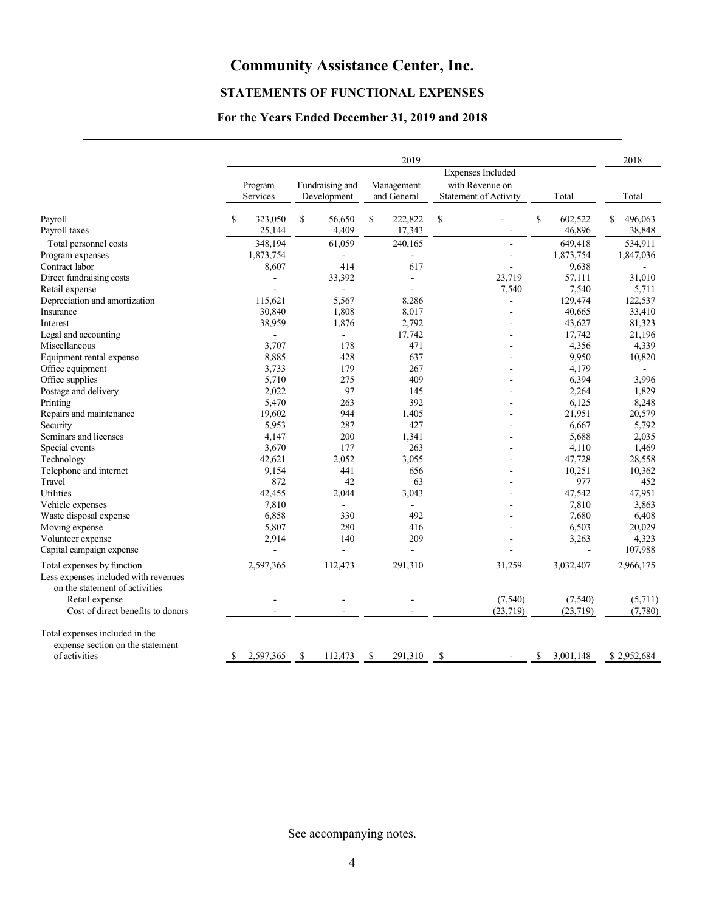# Community Assistance Center, Inc.

## STATEMENTS OF FUNCTIONAL EXPENSES

### For the Years Ended December 31, 2019 and 2018

| | 2019 | | | | | 2018 |
|---|---|---|---|---|---|---|
| | Program Services | Fundraising and Development | Management and General | Expenses Included with Revenue on Statement of Activity | Total | Total |
| Payroll | $ 323,050 | $ 56,650 | $ 222,822 | $ - | $ 602,522 | $ 496,063 |
| Payroll taxes | 25,144 | 4,409 | 17,343 | - | 46,896 | 38,848 |
| Total personnel costs | 348,194 | 61,059 | 240,165 | - | 649,418 | 534,911 |
| Program expenses | 1,873,754 | - | - | - | 1,873,754 | 1,847,036 |
| Contract labor | 8,607 | 414 | 617 | - | 9,638 | - |
| Direct fundraising costs | - | 33,392 | - | 23,719 | 57,111 | 31,010 |
| Retail expense | - | - | - | 7,540 | 7,540 | 5,711 |
| Depreciation and amortization | 115,621 | 5,567 | 8,286 | - | 129,474 | 122,537 |
| Insurance | 30,840 | 1,808 | 8,017 | - | 40,665 | 33,410 |
| Interest | 38,959 | 1,876 | 2,792 | - | 43,627 | 81,323 |
| Legal and accounting | - | - | 17,742 | - | 17,742 | 21,196 |
| Miscellaneous | 3,707 | 178 | 471 | - | 4,356 | 4,339 |
| Equipment rental expense | 8,885 | 428 | 637 | - | 9,950 | 10,820 |
| Office equipment | 3,733 | 179 | 267 | - | 4,179 | - |
| Office supplies | 5,710 | 275 | 409 | - | 6,394 | 3,996 |
| Postage and delivery | 2,022 | 97 | 145 | - | 2,264 | 1,829 |
| Printing | 5,470 | 263 | 392 | - | 6,125 | 8,248 |
| Repairs and maintenance | 19,602 | 944 | 1,405 | - | 21,951 | 20,579 |
| Security | 5,953 | 287 | 427 | - | 6,667 | 5,792 |
| Seminars and licenses | 4,147 | 200 | 1,341 | - | 5,688 | 2,035 |
| Special events | 3,670 | 177 | 263 | - | 4,110 | 1,469 |
| Technology | 42,621 | 2,052 | 3,055 | - | 47,728 | 28,558 |
| Telephone and internet | 9,154 | 441 | 656 | - | 10,251 | 10,362 |
| Travel | 872 | 42 | 63 | - | 977 | 452 |
| Utilities | 42,455 | 2,044 | 3,043 | - | 47,542 | 47,951 |
| Vehicle expenses | 7,810 | - | - | - | 7,810 | 3,863 |
| Waste disposal expense | 6,858 | 330 | 492 | - | 7,680 | 6,408 |
| Moving expense | 5,807 | 280 | 416 | - | 6,503 | 20,029 |
| Volunteer expense | 2,914 | 140 | 209 | - | 3,263 | 4,323 |
| Capital campaign expense | - | - | - | - | - | 107,988 |
| Total expenses by function | 2,597,365 | 112,473 | 291,310 | 31,259 | 3,032,407 | 2,966,175 |
| Less expenses included with revenues on the statement of activities | | | | | | |
| Retail expense | - | - | - | (7,540) | (7,540) | (5,711) |
| Cost of direct benefits to donors | - | - | - | (23,719) | (23,719) | (7,780) |
| Total expenses included in the expense section on the statement of activities | $ 2,597,365 | $ 112,473 | $ 291,310 | $ - | $ 3,001,148 | $ 2,952,684 |

See accompanying notes.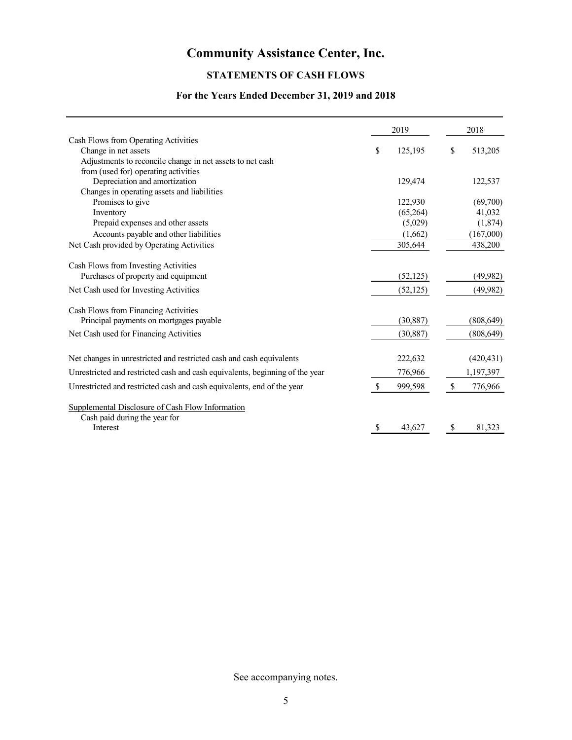# Community Assistance Center, Inc.

## STATEMENTS OF CASH FLOWS

### For the Years Ended December 31, 2019 and 2018

| | 2019 | 2018 |
|---|---|---|
| Cash Flows from Operating Activities | | |
| Change in net assets | $ 125,195 | $ 513,205 |
| Adjustments to reconcile change in net assets to net cash from (used for) operating activities | | |
| Depreciation and amortization | 129,474 | 122,537 |
| Changes in operating assets and liabilities | | |
| Promises to give | 122,930 | (69,700) |
| Inventory | (65,264) | 41,032 |
| Prepaid expenses and other assets | (5,029) | (1,874) |
| Accounts payable and other liabilities | (1,662) | (167,000) |
| Net Cash provided by Operating Activities | 305,644 | 438,200 |
| Cash Flows from Investing Activities | | |
| Purchases of property and equipment | (52,125) | (49,982) |
| Net Cash used for Investing Activities | (52,125) | (49,982) |
| Cash Flows from Financing Activities | | |
| Principal payments on mortgages payable | (30,887) | (808,649) |
| Net Cash used for Financing Activities | (30,887) | (808,649) |
| Net changes in unrestricted and restricted cash and cash equivalents | 222,632 | (420,431) |
| Unrestricted and restricted cash and cash equivalents, beginning of the year | 776,966 | 1,197,397 |
| Unrestricted and restricted cash and cash equivalents, end of the year | $ 999,598 | $ 776,966 |
| Supplemental Disclosure of Cash Flow Information | | |
| Cash paid during the year for | | |
| Interest | $ 43,627 | $ 81,323 |

See accompanying notes.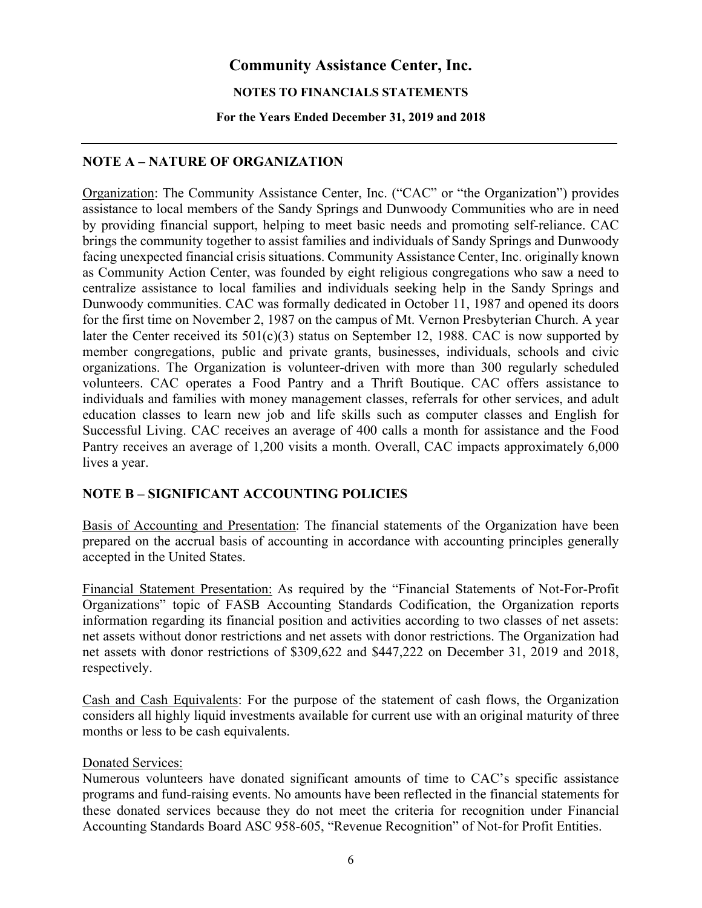# Community Assistance Center, Inc.

**NOTES TO FINANCIALS STATEMENTS**

**For the Years Ended December 31, 2019 and 2018**

## NOTE A – NATURE OF ORGANIZATION

Organization: The Community Assistance Center, Inc. ("CAC" or "the Organization") provides assistance to local members of the Sandy Springs and Dunwoody Communities who are in need by providing financial support, helping to meet basic needs and promoting self-reliance. CAC brings the community together to assist families and individuals of Sandy Springs and Dunwoody facing unexpected financial crisis situations. Community Assistance Center, Inc. originally known as Community Action Center, was founded by eight religious congregations who saw a need to centralize assistance to local families and individuals seeking help in the Sandy Springs and Dunwoody communities. CAC was formally dedicated in October 11, 1987 and opened its doors for the first time on November 2, 1987 on the campus of Mt. Vernon Presbyterian Church. A year later the Center received its 501(c)(3) status on September 12, 1988. CAC is now supported by member congregations, public and private grants, businesses, individuals, schools and civic organizations. The Organization is volunteer-driven with more than 300 regularly scheduled volunteers. CAC operates a Food Pantry and a Thrift Boutique. CAC offers assistance to individuals and families with money management classes, referrals for other services, and adult education classes to learn new job and life skills such as computer classes and English for Successful Living. CAC receives an average of 400 calls a month for assistance and the Food Pantry receives an average of 1,200 visits a month. Overall, CAC impacts approximately 6,000 lives a year.

## NOTE B – SIGNIFICANT ACCOUNTING POLICIES

Basis of Accounting and Presentation: The financial statements of the Organization have been prepared on the accrual basis of accounting in accordance with accounting principles generally accepted in the United States.

Financial Statement Presentation: As required by the "Financial Statements of Not-For-Profit Organizations" topic of FASB Accounting Standards Codification, the Organization reports information regarding its financial position and activities according to two classes of net assets: net assets without donor restrictions and net assets with donor restrictions. The Organization had net assets with donor restrictions of $309,622 and $447,222 on December 31, 2019 and 2018, respectively.

Cash and Cash Equivalents: For the purpose of the statement of cash flows, the Organization considers all highly liquid investments available for current use with an original maturity of three months or less to be cash equivalents.

Donated Services:

Numerous volunteers have donated significant amounts of time to CAC's specific assistance programs and fund-raising events. No amounts have been reflected in the financial statements for these donated services because they do not meet the criteria for recognition under Financial Accounting Standards Board ASC 958-605, "Revenue Recognition" of Not-for Profit Entities.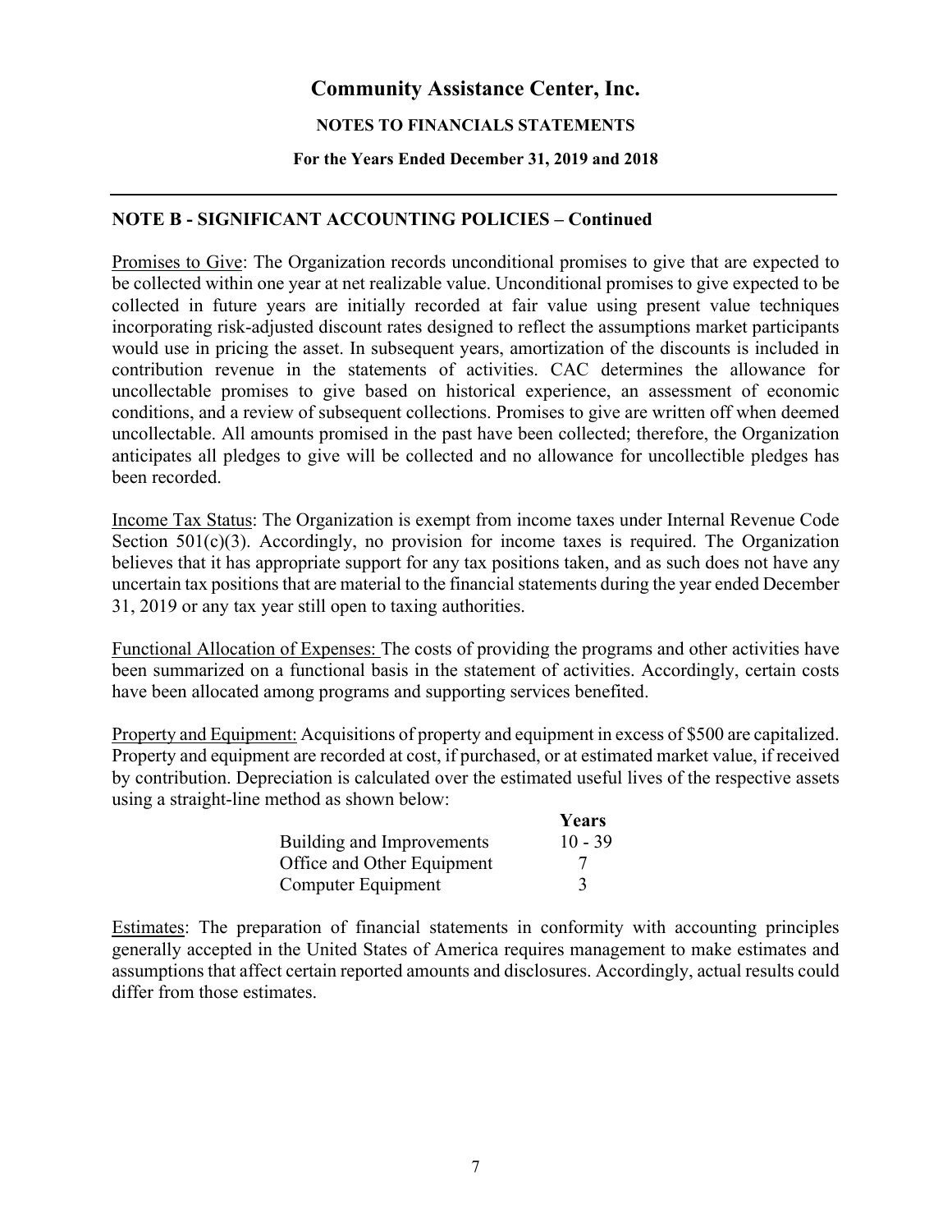# Community Assistance Center, Inc.

**NOTES TO FINANCIALS STATEMENTS**

**For the Years Ended December 31, 2019 and 2018**

## NOTE B - SIGNIFICANT ACCOUNTING POLICIES – Continued

Promises to Give: The Organization records unconditional promises to give that are expected to be collected within one year at net realizable value. Unconditional promises to give expected to be collected in future years are initially recorded at fair value using present value techniques incorporating risk-adjusted discount rates designed to reflect the assumptions market participants would use in pricing the asset. In subsequent years, amortization of the discounts is included in contribution revenue in the statements of activities. CAC determines the allowance for uncollectable promises to give based on historical experience, an assessment of economic conditions, and a review of subsequent collections. Promises to give are written off when deemed uncollectable. All amounts promised in the past have been collected; therefore, the Organization anticipates all pledges to give will be collected and no allowance for uncollectible pledges has been recorded.

Income Tax Status: The Organization is exempt from income taxes under Internal Revenue Code Section 501(c)(3). Accordingly, no provision for income taxes is required. The Organization believes that it has appropriate support for any tax positions taken, and as such does not have any uncertain tax positions that are material to the financial statements during the year ended December 31, 2019 or any tax year still open to taxing authorities.

Functional Allocation of Expenses: The costs of providing the programs and other activities have been summarized on a functional basis in the statement of activities. Accordingly, certain costs have been allocated among programs and supporting services benefited.

Property and Equipment: Acquisitions of property and equipment in excess of $500 are capitalized. Property and equipment are recorded at cost, if purchased, or at estimated market value, if received by contribution. Depreciation is calculated over the estimated useful lives of the respective assets using a straight-line method as shown below:

| | Years |
|---|---|
| Building and Improvements | 10 - 39 |
| Office and Other Equipment | 7 |
| Computer Equipment | 3 |

Estimates: The preparation of financial statements in conformity with accounting principles generally accepted in the United States of America requires management to make estimates and assumptions that affect certain reported amounts and disclosures. Accordingly, actual results could differ from those estimates.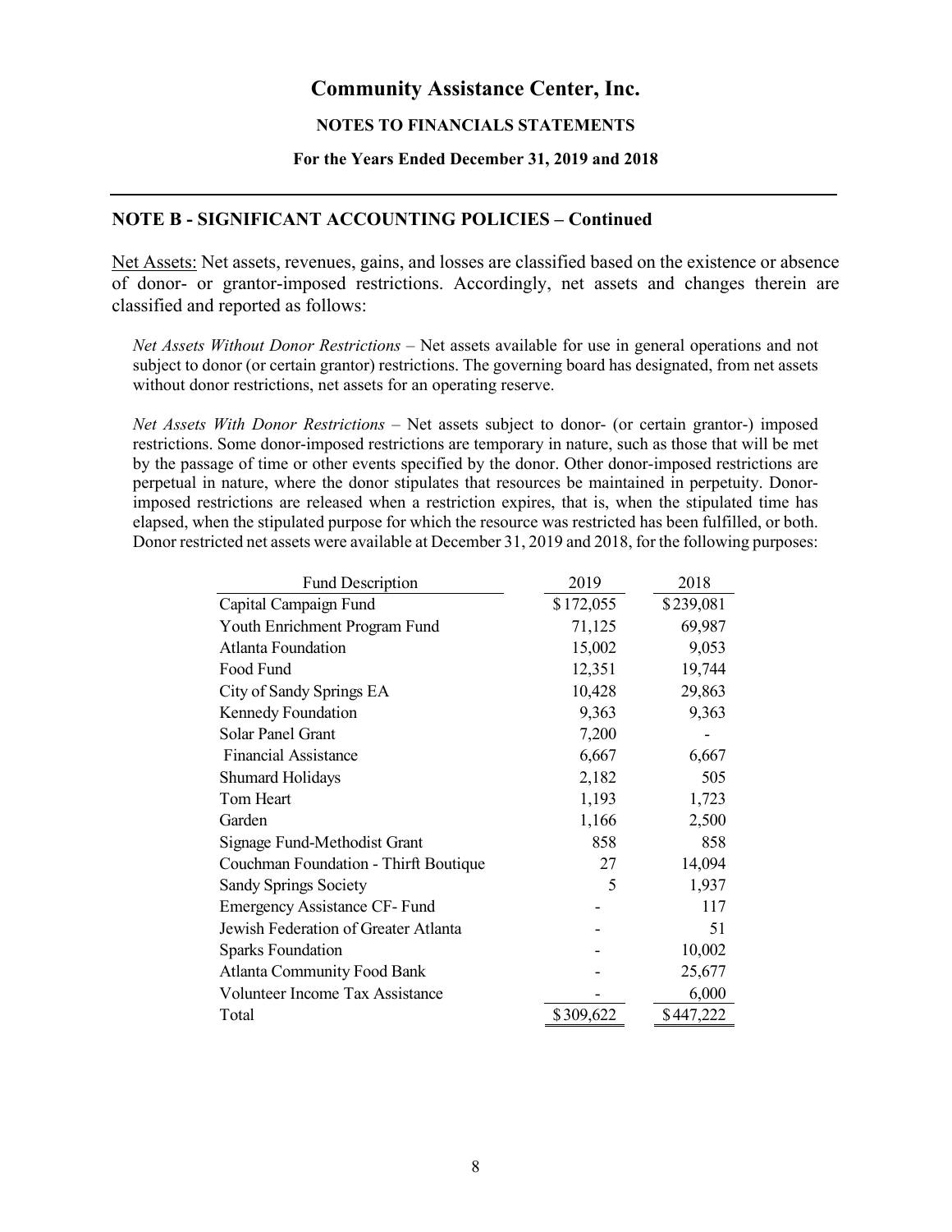# Community Assistance Center, Inc.

**NOTES TO FINANCIALS STATEMENTS**

**For the Years Ended December 31, 2019 and 2018**

## NOTE B - SIGNIFICANT ACCOUNTING POLICIES – Continued

Net Assets: Net assets, revenues, gains, and losses are classified based on the existence or absence of donor- or grantor-imposed restrictions. Accordingly, net assets and changes therein are classified and reported as follows:

*Net Assets Without Donor Restrictions* – Net assets available for use in general operations and not subject to donor (or certain grantor) restrictions. The governing board has designated, from net assets without donor restrictions, net assets for an operating reserve.

*Net Assets With Donor Restrictions* – Net assets subject to donor- (or certain grantor-) imposed restrictions. Some donor-imposed restrictions are temporary in nature, such as those that will be met by the passage of time or other events specified by the donor. Other donor-imposed restrictions are perpetual in nature, where the donor stipulates that resources be maintained in perpetuity. Donor-imposed restrictions are released when a restriction expires, that is, when the stipulated time has elapsed, when the stipulated purpose for which the resource was restricted has been fulfilled, or both. Donor restricted net assets were available at December 31, 2019 and 2018, for the following purposes:

| Fund Description | 2019 | 2018 |
|---|---|---|
| Capital Campaign Fund | $172,055 | $239,081 |
| Youth Enrichment Program Fund | 71,125 | 69,987 |
| Atlanta Foundation | 15,002 | 9,053 |
| Food Fund | 12,351 | 19,744 |
| City of Sandy Springs EA | 10,428 | 29,863 |
| Kennedy Foundation | 9,363 | 9,363 |
| Solar Panel Grant | 7,200 | - |
| Financial Assistance | 6,667 | 6,667 |
| Shumard Holidays | 2,182 | 505 |
| Tom Heart | 1,193 | 1,723 |
| Garden | 1,166 | 2,500 |
| Signage Fund-Methodist Grant | 858 | 858 |
| Couchman Foundation - Thirft Boutique | 27 | 14,094 |
| Sandy Springs Society | 5 | 1,937 |
| Emergency Assistance CF- Fund | - | 117 |
| Jewish Federation of Greater Atlanta | - | 51 |
| Sparks Foundation | - | 10,002 |
| Atlanta Community Food Bank | - | 25,677 |
| Volunteer Income Tax Assistance | - | 6,000 |
| Total | $309,622 | $447,222 |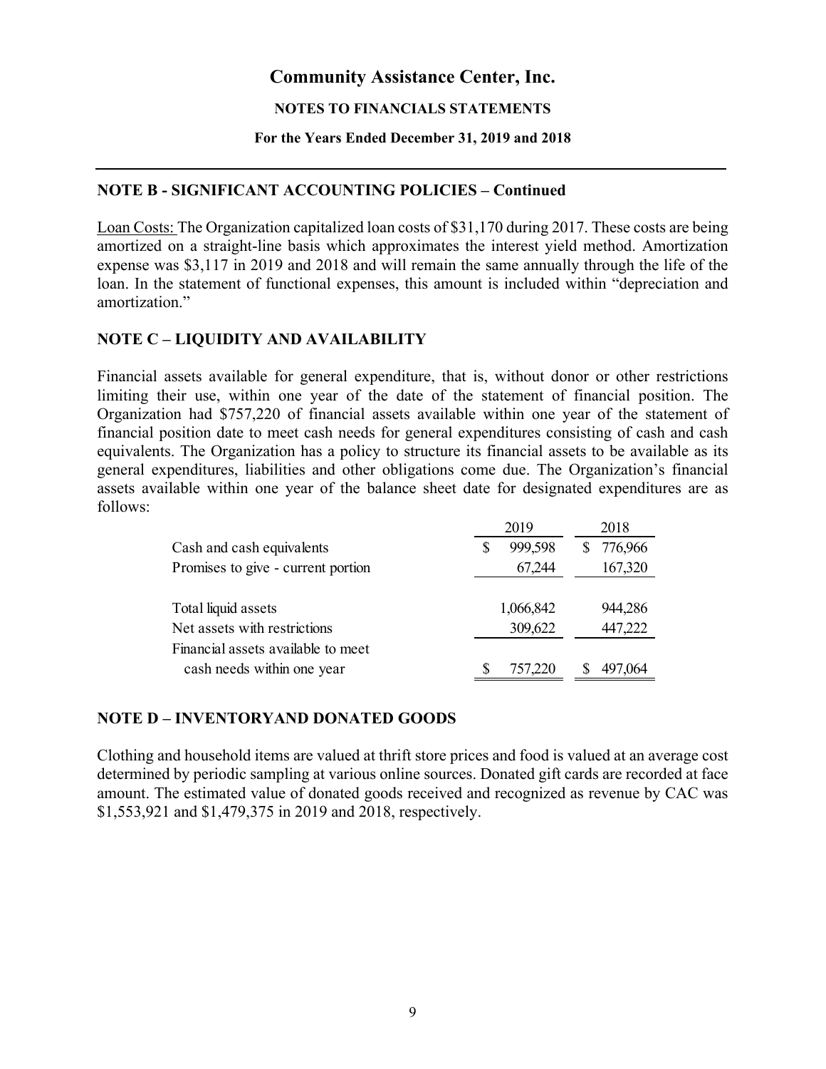# Community Assistance Center, Inc.

**NOTES TO FINANCIALS STATEMENTS**

**For the Years Ended December 31, 2019 and 2018**

## NOTE B - SIGNIFICANT ACCOUNTING POLICIES – Continued

Loan Costs: The Organization capitalized loan costs of $31,170 during 2017. These costs are being amortized on a straight-line basis which approximates the interest yield method. Amortization expense was $3,117 in 2019 and 2018 and will remain the same annually through the life of the loan. In the statement of functional expenses, this amount is included within "depreciation and amortization."

## NOTE C – LIQUIDITY AND AVAILABILITY

Financial assets available for general expenditure, that is, without donor or other restrictions limiting their use, within one year of the date of the statement of financial position. The Organization had $757,220 of financial assets available within one year of the statement of financial position date to meet cash needs for general expenditures consisting of cash and cash equivalents. The Organization has a policy to structure its financial assets to be available as its general expenditures, liabilities and other obligations come due. The Organization's financial assets available within one year of the balance sheet date for designated expenditures are as follows:

| | 2019 | 2018 |
|---|---|---|
| Cash and cash equivalents | $ 999,598 | $ 776,966 |
| Promises to give - current portion | 67,244 | 167,320 |
| Total liquid assets | 1,066,842 | 944,286 |
| Net assets with restrictions | 309,622 | 447,222 |
| Financial assets available to meet cash needs within one year | $ 757,220 | $ 497,064 |

## NOTE D – INVENTORYAND DONATED GOODS

Clothing and household items are valued at thrift store prices and food is valued at an average cost determined by periodic sampling at various online sources. Donated gift cards are recorded at face amount. The estimated value of donated goods received and recognized as revenue by CAC was $1,553,921 and $1,479,375 in 2019 and 2018, respectively.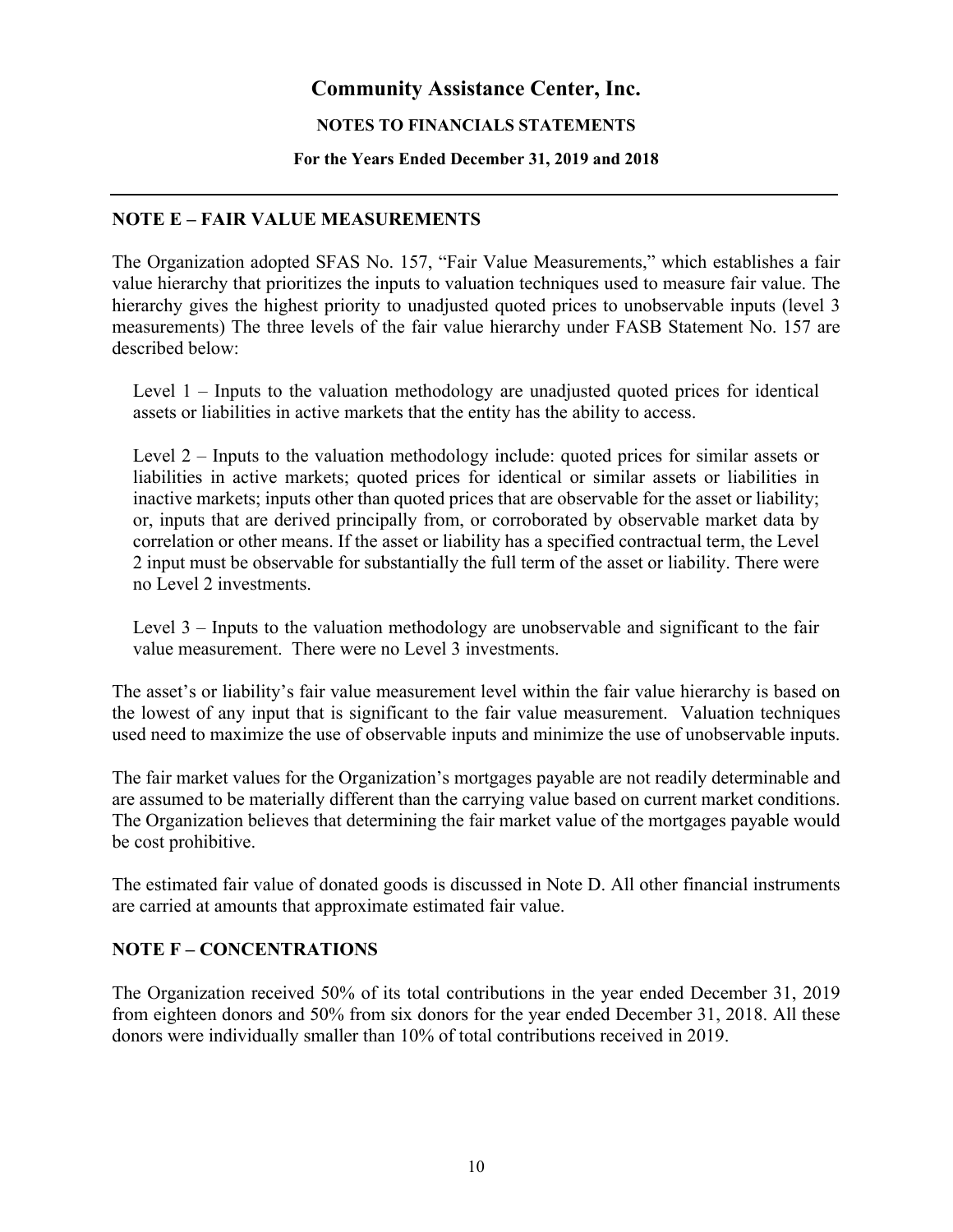# Community Assistance Center, Inc.

**NOTES TO FINANCIALS STATEMENTS**

**For the Years Ended December 31, 2019 and 2018**

## NOTE E – FAIR VALUE MEASUREMENTS

The Organization adopted SFAS No. 157, "Fair Value Measurements," which establishes a fair value hierarchy that prioritizes the inputs to valuation techniques used to measure fair value. The hierarchy gives the highest priority to unadjusted quoted prices to unobservable inputs (level 3 measurements) The three levels of the fair value hierarchy under FASB Statement No. 157 are described below:

Level 1 – Inputs to the valuation methodology are unadjusted quoted prices for identical assets or liabilities in active markets that the entity has the ability to access.

Level 2 – Inputs to the valuation methodology include: quoted prices for similar assets or liabilities in active markets; quoted prices for identical or similar assets or liabilities in inactive markets; inputs other than quoted prices that are observable for the asset or liability; or, inputs that are derived principally from, or corroborated by observable market data by correlation or other means. If the asset or liability has a specified contractual term, the Level 2 input must be observable for substantially the full term of the asset or liability. There were no Level 2 investments.

Level 3 – Inputs to the valuation methodology are unobservable and significant to the fair value measurement. There were no Level 3 investments.

The asset's or liability's fair value measurement level within the fair value hierarchy is based on the lowest of any input that is significant to the fair value measurement. Valuation techniques used need to maximize the use of observable inputs and minimize the use of unobservable inputs.

The fair market values for the Organization's mortgages payable are not readily determinable and are assumed to be materially different than the carrying value based on current market conditions. The Organization believes that determining the fair market value of the mortgages payable would be cost prohibitive.

The estimated fair value of donated goods is discussed in Note D. All other financial instruments are carried at amounts that approximate estimated fair value.

## NOTE F – CONCENTRATIONS

The Organization received 50% of its total contributions in the year ended December 31, 2019 from eighteen donors and 50% from six donors for the year ended December 31, 2018. All these donors were individually smaller than 10% of total contributions received in 2019.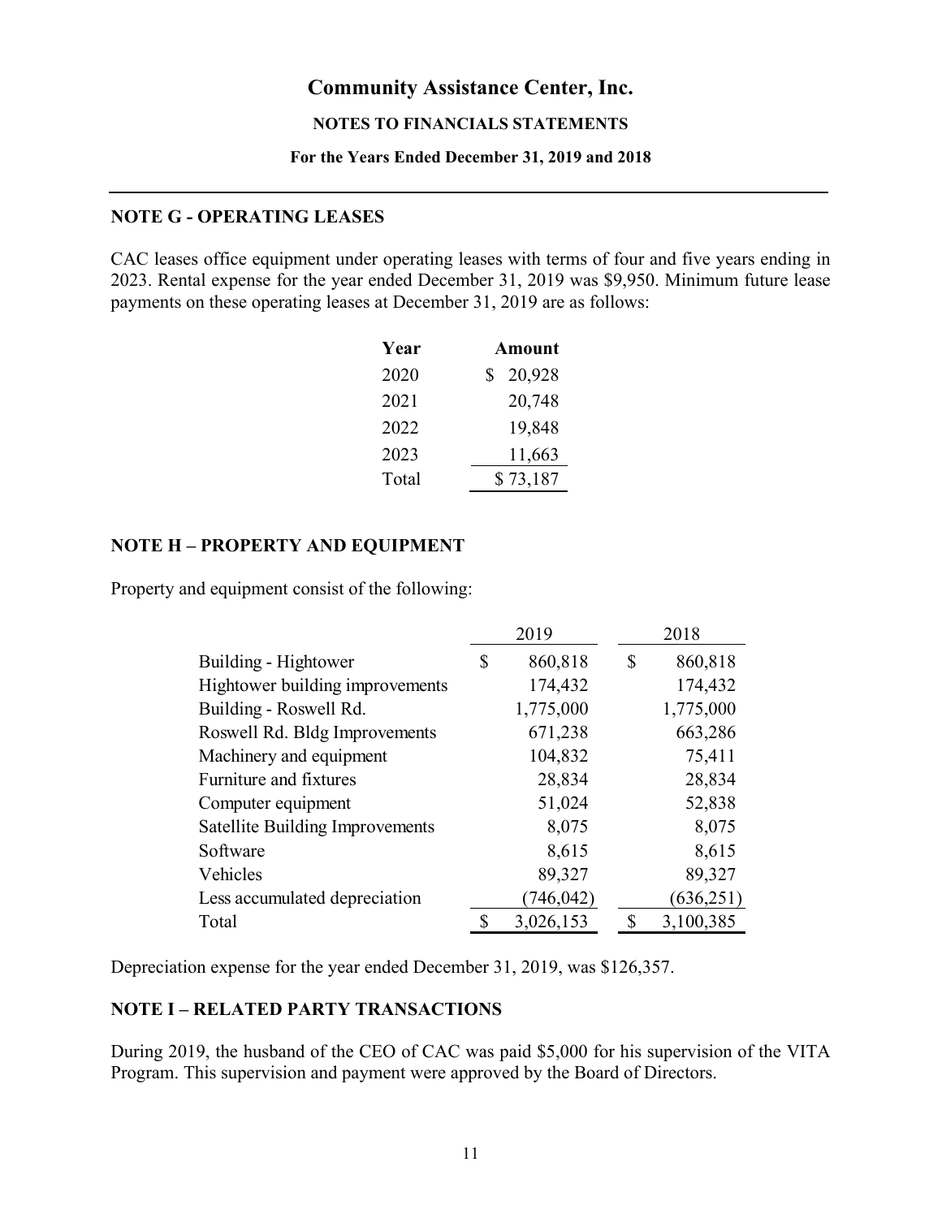# Community Assistance Center, Inc.

**NOTES TO FINANCIALS STATEMENTS**

**For the Years Ended December 31, 2019 and 2018**

## NOTE G - OPERATING LEASES

CAC leases office equipment under operating leases with terms of four and five years ending in 2023. Rental expense for the year ended December 31, 2019 was $9,950. Minimum future lease payments on these operating leases at December 31, 2019 are as follows:

| Year | Amount |
|---|---|
| 2020 | $ 20,928 |
| 2021 | 20,748 |
| 2022 | 19,848 |
| 2023 | 11,663 |
| Total | $ 73,187 |

## NOTE H – PROPERTY AND EQUIPMENT

Property and equipment consist of the following:

| | 2019 | 2018 |
|---|---|---|
| Building - Hightower | $ 860,818 | $ 860,818 |
| Hightower building improvements | 174,432 | 174,432 |
| Building - Roswell Rd. | 1,775,000 | 1,775,000 |
| Roswell Rd. Bldg Improvements | 671,238 | 663,286 |
| Machinery and equipment | 104,832 | 75,411 |
| Furniture and fixtures | 28,834 | 28,834 |
| Computer equipment | 51,024 | 52,838 |
| Satellite Building Improvements | 8,075 | 8,075 |
| Software | 8,615 | 8,615 |
| Vehicles | 89,327 | 89,327 |
| Less accumulated depreciation | (746,042) | (636,251) |
| Total | $ 3,026,153 | $ 3,100,385 |

Depreciation expense for the year ended December 31, 2019, was $126,357.

## NOTE I – RELATED PARTY TRANSACTIONS

During 2019, the husband of the CEO of CAC was paid $5,000 for his supervision of the VITA Program. This supervision and payment were approved by the Board of Directors.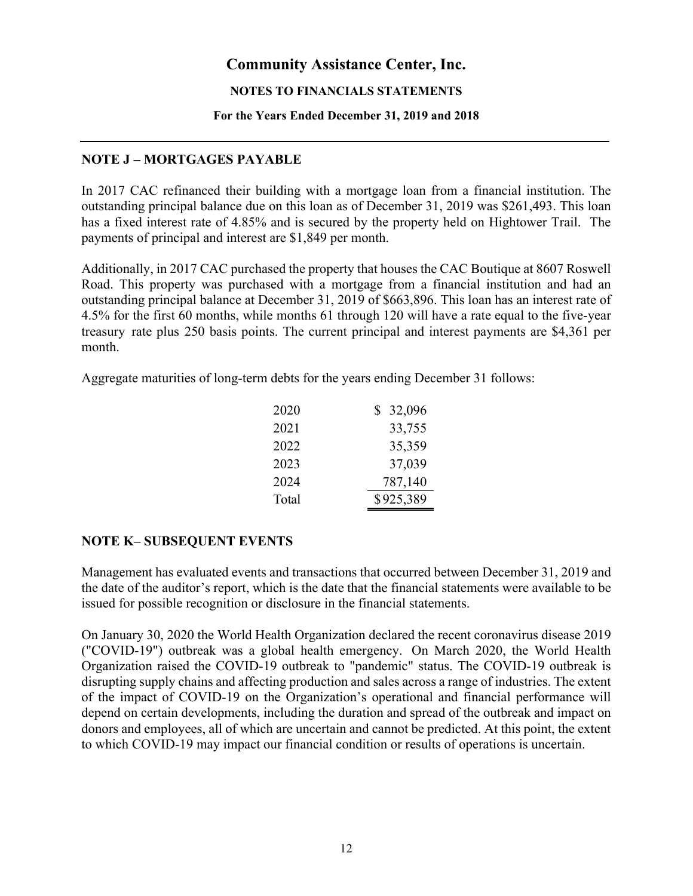# Community Assistance Center, Inc.

**NOTES TO FINANCIALS STATEMENTS**

**For the Years Ended December 31, 2019 and 2018**

## NOTE J – MORTGAGES PAYABLE

In 2017 CAC refinanced their building with a mortgage loan from a financial institution. The outstanding principal balance due on this loan as of December 31, 2019 was $261,493. This loan has a fixed interest rate of 4.85% and is secured by the property held on Hightower Trail. The payments of principal and interest are $1,849 per month.

Additionally, in 2017 CAC purchased the property that houses the CAC Boutique at 8607 Roswell Road. This property was purchased with a mortgage from a financial institution and had an outstanding principal balance at December 31, 2019 of $663,896. This loan has an interest rate of 4.5% for the first 60 months, while months 61 through 120 will have a rate equal to the five-year treasury rate plus 250 basis points. The current principal and interest payments are $4,361 per month.

Aggregate maturities of long-term debts for the years ending December 31 follows:

| | |
|---|---|
| 2020 | $ 32,096 |
| 2021 | 33,755 |
| 2022 | 35,359 |
| 2023 | 37,039 |
| 2024 | 787,140 |
| Total | $925,389 |

## NOTE K– SUBSEQUENT EVENTS

Management has evaluated events and transactions that occurred between December 31, 2019 and the date of the auditor's report, which is the date that the financial statements were available to be issued for possible recognition or disclosure in the financial statements.

On January 30, 2020 the World Health Organization declared the recent coronavirus disease 2019 ("COVID-19") outbreak was a global health emergency. On March 2020, the World Health Organization raised the COVID-19 outbreak to "pandemic" status. The COVID-19 outbreak is disrupting supply chains and affecting production and sales across a range of industries. The extent of the impact of COVID-19 on the Organization's operational and financial performance will depend on certain developments, including the duration and spread of the outbreak and impact on donors and employees, all of which are uncertain and cannot be predicted. At this point, the extent to which COVID-19 may impact our financial condition or results of operations is uncertain.